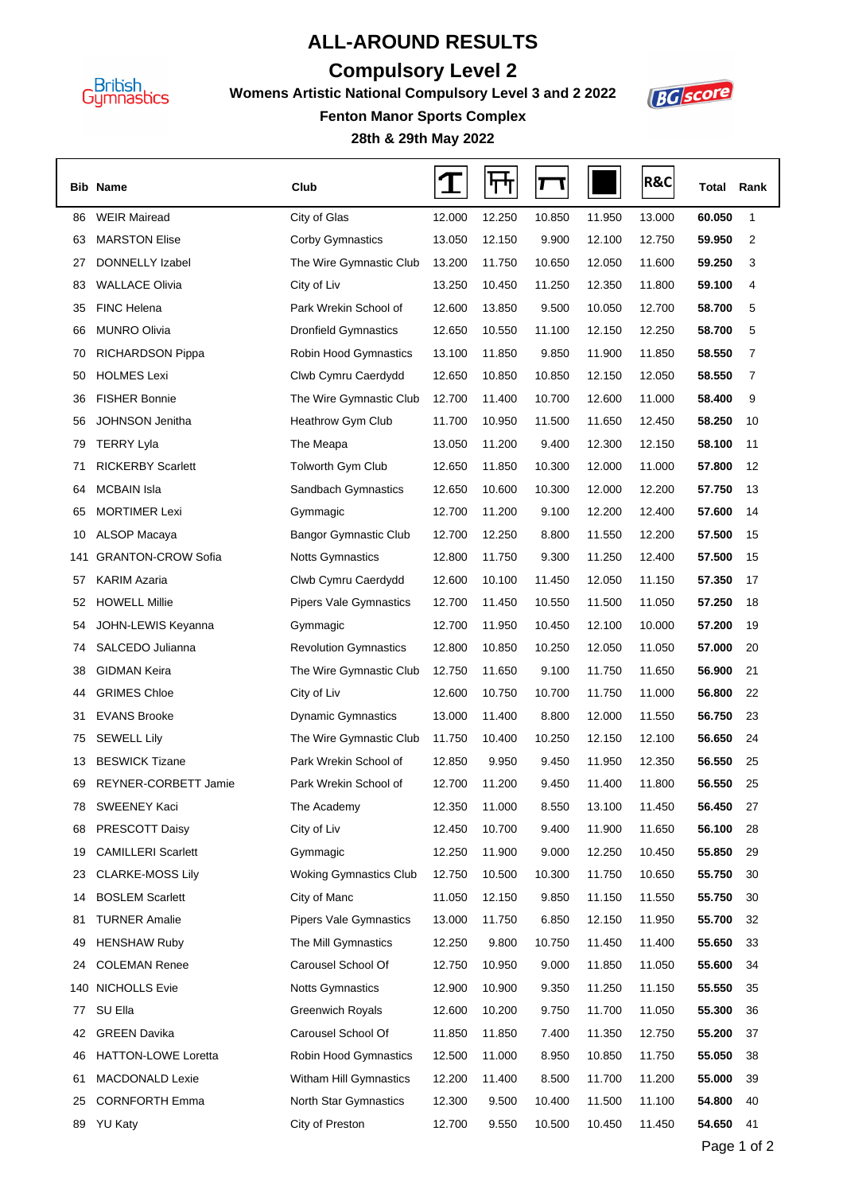# ALL-AROUND RESULTS

## Compulsory Level 2

**Womens Artistic National Compulsory Level 3 and 2 2022**

**Fenton Manor Sports Complex**

**28th & 29th May 2022**

| Bib | Name | Club | Vault | Bars | Beam | Floor | R&C | Total | Rank |
|---|---|---|---|---|---|---|---|---|---|
| 86 | WEIR Mairead | City of Glas | 12.000 | 12.250 | 10.850 | 11.950 | 13.000 | **60.050** | 1 |
| 63 | MARSTON Elise | Corby Gymnastics | 13.050 | 12.150 | 9.900 | 12.100 | 12.750 | **59.950** | 2 |
| 27 | DONNELLY Izabel | The Wire Gymnastic Club | 13.200 | 11.750 | 10.650 | 12.050 | 11.600 | **59.250** | 3 |
| 83 | WALLACE Olivia | City of Liv | 13.250 | 10.450 | 11.250 | 12.350 | 11.800 | **59.100** | 4 |
| 35 | FINC Helena | Park Wrekin School of | 12.600 | 13.850 | 9.500 | 10.050 | 12.700 | **58.700** | 5 |
| 66 | MUNRO Olivia | Dronfield Gymnastics | 12.650 | 10.550 | 11.100 | 12.150 | 12.250 | **58.700** | 5 |
| 70 | RICHARDSON Pippa | Robin Hood Gymnastics | 13.100 | 11.850 | 9.850 | 11.900 | 11.850 | **58.550** | 7 |
| 50 | HOLMES Lexi | Clwb Cymru Caerdydd | 12.650 | 10.850 | 10.850 | 12.150 | 12.050 | **58.550** | 7 |
| 36 | FISHER Bonnie | The Wire Gymnastic Club | 12.700 | 11.400 | 10.700 | 12.600 | 11.000 | **58.400** | 9 |
| 56 | JOHNSON Jenitha | Heathrow Gym Club | 11.700 | 10.950 | 11.500 | 11.650 | 12.450 | **58.250** | 10 |
| 79 | TERRY Lyla | The Meapa | 13.050 | 11.200 | 9.400 | 12.300 | 12.150 | **58.100** | 11 |
| 71 | RICKERBY Scarlett | Tolworth Gym Club | 12.650 | 11.850 | 10.300 | 12.000 | 11.000 | **57.800** | 12 |
| 64 | MCBAIN Isla | Sandbach Gymnastics | 12.650 | 10.600 | 10.300 | 12.000 | 12.200 | **57.750** | 13 |
| 65 | MORTIMER Lexi | Gymmagic | 12.700 | 11.200 | 9.100 | 12.200 | 12.400 | **57.600** | 14 |
| 10 | ALSOP Macaya | Bangor Gymnastic Club | 12.700 | 12.250 | 8.800 | 11.550 | 12.200 | **57.500** | 15 |
| 141 | GRANTON-CROW Sofia | Notts Gymnastics | 12.800 | 11.750 | 9.300 | 11.250 | 12.400 | **57.500** | 15 |
| 57 | KARIM Azaria | Clwb Cymru Caerdydd | 12.600 | 10.100 | 11.450 | 12.050 | 11.150 | **57.350** | 17 |
| 52 | HOWELL Millie | Pipers Vale Gymnastics | 12.700 | 11.450 | 10.550 | 11.500 | 11.050 | **57.250** | 18 |
| 54 | JOHN-LEWIS Keyanna | Gymmagic | 12.700 | 11.950 | 10.450 | 12.100 | 10.000 | **57.200** | 19 |
| 74 | SALCEDO Julianna | Revolution Gymnastics | 12.800 | 10.850 | 10.250 | 12.050 | 11.050 | **57.000** | 20 |
| 38 | GIDMAN Keira | The Wire Gymnastic Club | 12.750 | 11.650 | 9.100 | 11.750 | 11.650 | **56.900** | 21 |
| 44 | GRIMES Chloe | City of Liv | 12.600 | 10.750 | 10.700 | 11.750 | 11.000 | **56.800** | 22 |
| 31 | EVANS Brooke | Dynamic Gymnastics | 13.000 | 11.400 | 8.800 | 12.000 | 11.550 | **56.750** | 23 |
| 75 | SEWELL Lily | The Wire Gymnastic Club | 11.750 | 10.400 | 10.250 | 12.150 | 12.100 | **56.650** | 24 |
| 13 | BESWICK Tizane | Park Wrekin School of | 12.850 | 9.950 | 9.450 | 11.950 | 12.350 | **56.550** | 25 |
| 69 | REYNER-CORBETT Jamie | Park Wrekin School of | 12.700 | 11.200 | 9.450 | 11.400 | 11.800 | **56.550** | 25 |
| 78 | SWEENEY Kaci | The Academy | 12.350 | 11.000 | 8.550 | 13.100 | 11.450 | **56.450** | 27 |
| 68 | PRESCOTT Daisy | City of Liv | 12.450 | 10.700 | 9.400 | 11.900 | 11.650 | **56.100** | 28 |
| 19 | CAMILLERI Scarlett | Gymmagic | 12.250 | 11.900 | 9.000 | 12.250 | 10.450 | **55.850** | 29 |
| 23 | CLARKE-MOSS Lily | Woking Gymnastics Club | 12.750 | 10.500 | 10.300 | 11.750 | 10.650 | **55.750** | 30 |
| 14 | BOSLEM Scarlett | City of Manc | 11.050 | 12.150 | 9.850 | 11.150 | 11.550 | **55.750** | 30 |
| 81 | TURNER Amalie | Pipers Vale Gymnastics | 13.000 | 11.750 | 6.850 | 12.150 | 11.950 | **55.700** | 32 |
| 49 | HENSHAW Ruby | The Mill Gymnastics | 12.250 | 9.800 | 10.750 | 11.450 | 11.400 | **55.650** | 33 |
| 24 | COLEMAN Renee | Carousel School Of | 12.750 | 10.950 | 9.000 | 11.850 | 11.050 | **55.600** | 34 |
| 140 | NICHOLLS Evie | Notts Gymnastics | 12.900 | 10.900 | 9.350 | 11.250 | 11.150 | **55.550** | 35 |
| 77 | SU Ella | Greenwich Royals | 12.600 | 10.200 | 9.750 | 11.700 | 11.050 | **55.300** | 36 |
| 42 | GREEN Davika | Carousel School Of | 11.850 | 11.850 | 7.400 | 11.350 | 12.750 | **55.200** | 37 |
| 46 | HATTON-LOWE Loretta | Robin Hood Gymnastics | 12.500 | 11.000 | 8.950 | 10.850 | 11.750 | **55.050** | 38 |
| 61 | MACDONALD Lexie | Witham Hill Gymnastics | 12.200 | 11.400 | 8.500 | 11.700 | 11.200 | **55.000** | 39 |
| 25 | CORNFORTH Emma | North Star Gymnastics | 12.300 | 9.500 | 10.400 | 11.500 | 11.100 | **54.800** | 40 |
| 89 | YU Katy | City of Preston | 12.700 | 9.550 | 10.500 | 10.450 | 11.450 | **54.650** | 41 |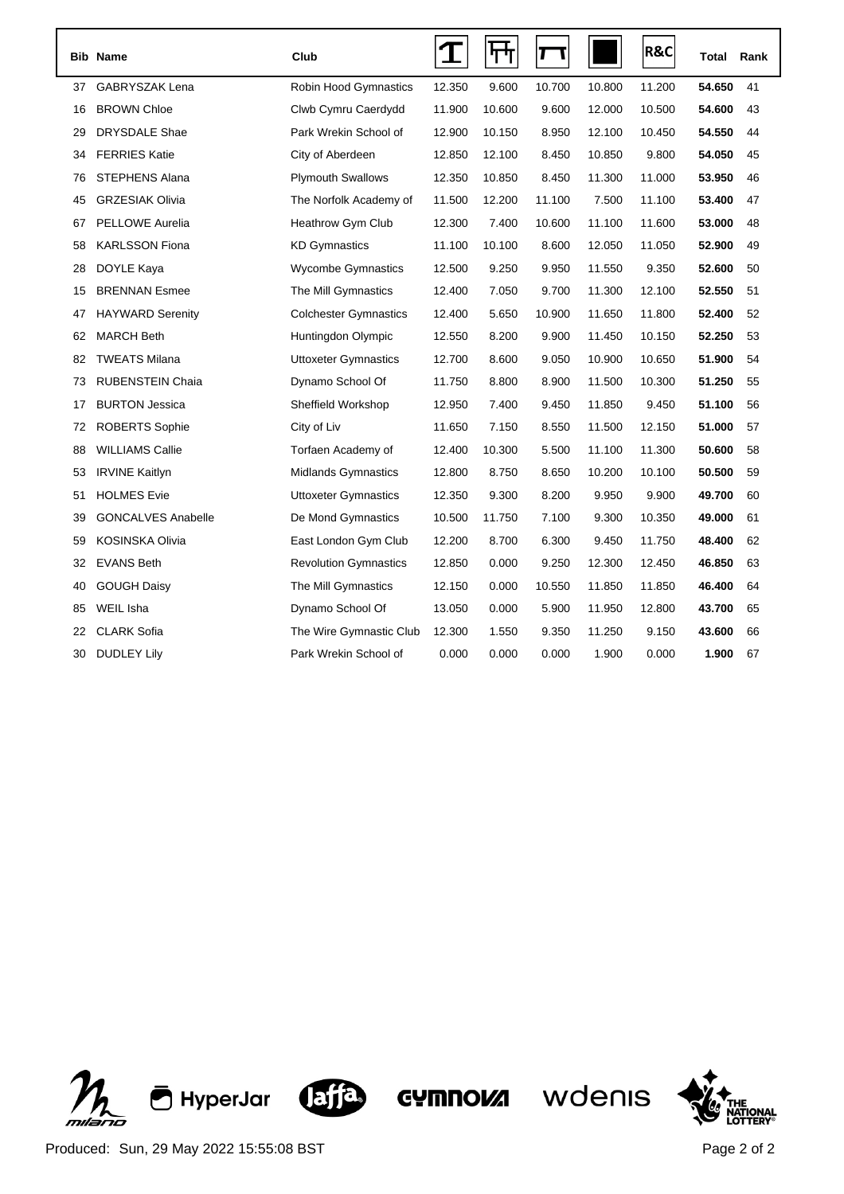| Bib | Name | Club | | | | | R&C | Total | Rank |
|---|---|---|---|---|---|---|---|---|---|
| 37 | GABRYSZAK Lena | Robin Hood Gymnastics | 12.350 | 9.600 | 10.700 | 10.800 | 11.200 | **54.650** | 41 |
| 16 | BROWN Chloe | Clwb Cymru Caerdydd | 11.900 | 10.600 | 9.600 | 12.000 | 10.500 | **54.600** | 43 |
| 29 | DRYSDALE Shae | Park Wrekin School of | 12.900 | 10.150 | 8.950 | 12.100 | 10.450 | **54.550** | 44 |
| 34 | FERRIES Katie | City of Aberdeen | 12.850 | 12.100 | 8.450 | 10.850 | 9.800 | **54.050** | 45 |
| 76 | STEPHENS Alana | Plymouth Swallows | 12.350 | 10.850 | 8.450 | 11.300 | 11.000 | **53.950** | 46 |
| 45 | GRZESIAK Olivia | The Norfolk Academy of | 11.500 | 12.200 | 11.100 | 7.500 | 11.100 | **53.400** | 47 |
| 67 | PELLOWE Aurelia | Heathrow Gym Club | 12.300 | 7.400 | 10.600 | 11.100 | 11.600 | **53.000** | 48 |
| 58 | KARLSSON Fiona | KD Gymnastics | 11.100 | 10.100 | 8.600 | 12.050 | 11.050 | **52.900** | 49 |
| 28 | DOYLE Kaya | Wycombe Gymnastics | 12.500 | 9.250 | 9.950 | 11.550 | 9.350 | **52.600** | 50 |
| 15 | BRENNAN Esmee | The Mill Gymnastics | 12.400 | 7.050 | 9.700 | 11.300 | 12.100 | **52.550** | 51 |
| 47 | HAYWARD Serenity | Colchester Gymnastics | 12.400 | 5.650 | 10.900 | 11.650 | 11.800 | **52.400** | 52 |
| 62 | MARCH Beth | Huntingdon Olympic | 12.550 | 8.200 | 9.900 | 11.450 | 10.150 | **52.250** | 53 |
| 82 | TWEATS Milana | Uttoxeter Gymnastics | 12.700 | 8.600 | 9.050 | 10.900 | 10.650 | **51.900** | 54 |
| 73 | RUBENSTEIN Chaia | Dynamo School Of | 11.750 | 8.800 | 8.900 | 11.500 | 10.300 | **51.250** | 55 |
| 17 | BURTON Jessica | Sheffield Workshop | 12.950 | 7.400 | 9.450 | 11.850 | 9.450 | **51.100** | 56 |
| 72 | ROBERTS Sophie | City of Liv | 11.650 | 7.150 | 8.550 | 11.500 | 12.150 | **51.000** | 57 |
| 88 | WILLIAMS Callie | Torfaen Academy of | 12.400 | 10.300 | 5.500 | 11.100 | 11.300 | **50.600** | 58 |
| 53 | IRVINE Kaitlyn | Midlands Gymnastics | 12.800 | 8.750 | 8.650 | 10.200 | 10.100 | **50.500** | 59 |
| 51 | HOLMES Evie | Uttoxeter Gymnastics | 12.350 | 9.300 | 8.200 | 9.950 | 9.900 | **49.700** | 60 |
| 39 | GONCALVES Anabelle | De Mond Gymnastics | 10.500 | 11.750 | 7.100 | 9.300 | 10.350 | **49.000** | 61 |
| 59 | KOSINSKA Olivia | East London Gym Club | 12.200 | 8.700 | 6.300 | 9.450 | 11.750 | **48.400** | 62 |
| 32 | EVANS Beth | Revolution Gymnastics | 12.850 | 0.000 | 9.250 | 12.300 | 12.450 | **46.850** | 63 |
| 40 | GOUGH Daisy | The Mill Gymnastics | 12.150 | 0.000 | 10.550 | 11.850 | 11.850 | **46.400** | 64 |
| 85 | WEIL Isha | Dynamo School Of | 13.050 | 0.000 | 5.900 | 11.950 | 12.800 | **43.700** | 65 |
| 22 | CLARK Sofia | The Wire Gymnastic Club | 12.300 | 1.550 | 9.350 | 11.250 | 9.150 | **43.600** | 66 |
| 30 | DUDLEY Lily | Park Wrekin School of | 0.000 | 0.000 | 0.000 | 1.900 | 0.000 | **1.900** | 67 |

Produced: Sun, 29 May 2022 15:55:08 BST